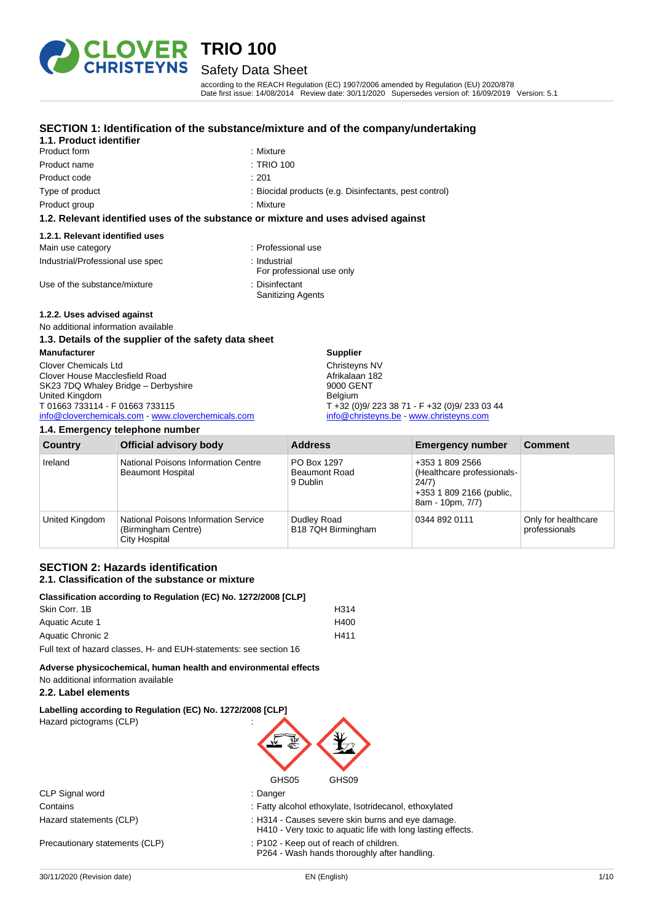# TRIO 100

## Safety Data Sheet

according to the REACH Regulation (EC) 1907/2006 amended by Regulation (EU) 2020/878
Date first issue: 14/08/2014 Review date: 30/11/2020 Supersedes version of: 16/09/2019 Version: 5.1

## SECTION 1: Identification of the substance/mixture and of the company/undertaking

### 1.1. Product identifier

| | |
|---|---|
| Product form | : Mixture |
| Product name | : TRIO 100 |
| Product code | : 201 |
| Type of product | : Biocidal products (e.g. Disinfectants, pest control) |
| Product group | : Mixture |

### 1.2. Relevant identified uses of the substance or mixture and uses advised against

#### 1.2.1. Relevant identified uses

| | |
|---|---|
| Main use category | : Professional use |
| Industrial/Professional use spec | : Industrial<br>For professional use only |
| Use of the substance/mixture | : Disinfectant<br>Sanitizing Agents |

#### 1.2.2. Uses advised against

No additional information available

### 1.3. Details of the supplier of the safety data sheet

**Manufacturer**

Clover Chemicals Ltd
Clover House Macclesfield Road
SK23 7DQ Whaley Bridge – Derbyshire
United Kingdom
T 01663 733114 - F 01663 733115
info@cloverchemicals.com - www.cloverchemicals.com

**Supplier**

Christeyns NV
Afrikalaan 182
9000 GENT
Belgium
T +32 (0)9/ 223 38 71 - F +32 (0)9/ 233 03 44
info@christeyns.be - www.christeyns.com

### 1.4. Emergency telephone number

| Country | Official advisory body | Address | Emergency number | Comment |
|---|---|---|---|---|
| Ireland | National Poisons Information Centre<br>Beaumont Hospital | PO Box 1297<br>Beaumont Road<br>9 Dublin | +353 1 809 2566 (Healthcare professionals-24/7)<br>+353 1 809 2166 (public, 8am - 10pm, 7/7) | |
| United Kingdom | National Poisons Information Service (Birmingham Centre)<br>City Hospital | Dudley Road<br>B18 7QH Birmingham | 0344 892 0111 | Only for healthcare professionals |

## SECTION 2: Hazards identification

### 2.1. Classification of the substance or mixture

**Classification according to Regulation (EC) No. 1272/2008 [CLP]**

| | |
|---|---|
| Skin Corr. 1B | H314 |
| Aquatic Acute 1 | H400 |
| Aquatic Chronic 2 | H411 |

Full text of hazard classes, H- and EUH-statements: see section 16

**Adverse physicochemical, human health and environmental effects**

No additional information available

### 2.2. Label elements

**Labelling according to Regulation (EC) No. 1272/2008 [CLP]**

Hazard pictograms (CLP) :

GHS05 GHS09

| | |
|---|---|
| CLP Signal word | : Danger |
| Contains | : Fatty alcohol ethoxylate, Isotridecanol, ethoxylated |
| Hazard statements (CLP) | : H314 - Causes severe skin burns and eye damage.<br>H410 - Very toxic to aquatic life with long lasting effects. |
| Precautionary statements (CLP) | : P102 - Keep out of reach of children.<br>P264 - Wash hands thoroughly after handling. |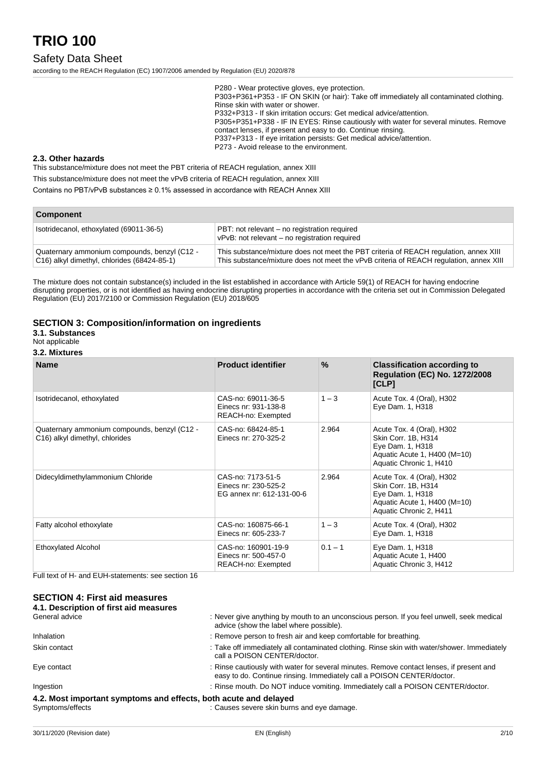P280 - Wear protective gloves, eye protection.
P303+P361+P353 - IF ON SKIN (or hair): Take off immediately all contaminated clothing. Rinse skin with water or shower.
P332+P313 - If skin irritation occurs: Get medical advice/attention.
P305+P351+P338 - IF IN EYES: Rinse cautiously with water for several minutes. Remove contact lenses, if present and easy to do. Continue rinsing.
P337+P313 - If eye irritation persists: Get medical advice/attention.
P273 - Avoid release to the environment.

### 2.3. Other hazards

This substance/mixture does not meet the PBT criteria of REACH regulation, annex XIII

This substance/mixture does not meet the vPvB criteria of REACH regulation, annex XIII

Contains no PBT/vPvB substances ≥ 0.1% assessed in accordance with REACH Annex XIII

| Component | |
|---|---|
| Isotridecanol, ethoxylated (69011-36-5) | PBT: not relevant – no registration required<br>vPvB: not relevant – no registration required |
| Quaternary ammonium compounds, benzyl (C12 - C16) alkyl dimethyl, chlorides (68424-85-1) | This substance/mixture does not meet the PBT criteria of REACH regulation, annex XIII<br>This substance/mixture does not meet the vPvB criteria of REACH regulation, annex XIII |

The mixture does not contain substance(s) included in the list established in accordance with Article 59(1) of REACH for having endocrine disrupting properties, or is not identified as having endocrine disrupting properties in accordance with the criteria set out in Commission Delegated Regulation (EU) 2017/2100 or Commission Regulation (EU) 2018/605

## SECTION 3: Composition/information on ingredients

### 3.1. Substances

Not applicable

### 3.2. Mixtures

| Name | Product identifier | % | Classification according to Regulation (EC) No. 1272/2008 [CLP] |
|---|---|---|---|
| Isotridecanol, ethoxylated | CAS-no: 69011-36-5<br>Einecs nr: 931-138-8<br>REACH-no: Exempted | 1 – 3 | Acute Tox. 4 (Oral), H302<br>Eye Dam. 1, H318 |
| Quaternary ammonium compounds, benzyl (C12 - C16) alkyl dimethyl, chlorides | CAS-no: 68424-85-1<br>Einecs nr: 270-325-2 | 2.964 | Acute Tox. 4 (Oral), H302<br>Skin Corr. 1B, H314<br>Eye Dam. 1, H318<br>Aquatic Acute 1, H400 (M=10)<br>Aquatic Chronic 1, H410 |
| Didecyldimethylammonium Chloride | CAS-no: 7173-51-5<br>Einecs nr: 230-525-2<br>EG annex nr: 612-131-00-6 | 2.964 | Acute Tox. 4 (Oral), H302<br>Skin Corr. 1B, H314<br>Eye Dam. 1, H318<br>Aquatic Acute 1, H400 (M=10)<br>Aquatic Chronic 2, H411 |
| Fatty alcohol ethoxylate | CAS-no: 160875-66-1<br>Einecs nr: 605-233-7 | 1 – 3 | Acute Tox. 4 (Oral), H302<br>Eye Dam. 1, H318 |
| Ethoxylated Alcohol | CAS-no: 160901-19-9<br>Einecs nr: 500-457-0<br>REACH-no: Exempted | 0.1 – 1 | Eye Dam. 1, H318<br>Aquatic Acute 1, H400<br>Aquatic Chronic 3, H412 |

Full text of H- and EUH-statements: see section 16

## SECTION 4: First aid measures

### 4.1. Description of first aid measures

General advice : Never give anything by mouth to an unconscious person. If you feel unwell, seek medical advice (show the label where possible).

Inhalation : Remove person to fresh air and keep comfortable for breathing.

Skin contact : Take off immediately all contaminated clothing. Rinse skin with water/shower. Immediately call a POISON CENTER/doctor.

Eye contact : Rinse cautiously with water for several minutes. Remove contact lenses, if present and easy to do. Continue rinsing. Immediately call a POISON CENTER/doctor.

Ingestion : Rinse mouth. Do NOT induce vomiting. Immediately call a POISON CENTER/doctor.

### 4.2. Most important symptoms and effects, both acute and delayed

Symptoms/effects : Causes severe skin burns and eye damage.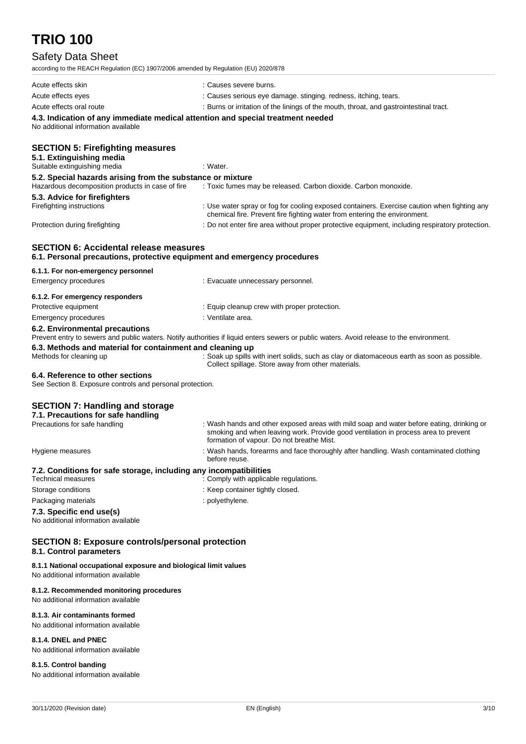| | |
|---|---|
| Acute effects skin | : Causes severe burns. |
| Acute effects eyes | : Causes serious eye damage. stinging. redness, itching, tears. |
| Acute effects oral route | : Burns or irritation of the linings of the mouth, throat, and gastrointestinal tract. |

**4.3. Indication of any immediate medical attention and special treatment needed**

No additional information available

## SECTION 5: Firefighting measures

**5.1. Extinguishing media**

| | |
|---|---|
| Suitable extinguishing media | : Water. |

**5.2. Special hazards arising from the substance or mixture**

| | |
|---|---|
| Hazardous decomposition products in case of fire | : Toxic fumes may be released. Carbon dioxide. Carbon monoxide. |

**5.3. Advice for firefighters**

| | |
|---|---|
| Firefighting instructions | : Use water spray or fog for cooling exposed containers. Exercise caution when fighting any chemical fire. Prevent fire fighting water from entering the environment. |
| Protection during firefighting | : Do not enter fire area without proper protective equipment, including respiratory protection. |

## SECTION 6: Accidental release measures

**6.1. Personal precautions, protective equipment and emergency procedures**

**6.1.1. For non-emergency personnel**

| | |
|---|---|
| Emergency procedures | : Evacuate unnecessary personnel. |

**6.1.2. For emergency responders**

| | |
|---|---|
| Protective equipment | : Equip cleanup crew with proper protection. |
| Emergency procedures | : Ventilate area. |

**6.2. Environmental precautions**

Prevent entry to sewers and public waters. Notify authorities if liquid enters sewers or public waters. Avoid release to the environment.

**6.3. Methods and material for containment and cleaning up**

| | |
|---|---|
| Methods for cleaning up | : Soak up spills with inert solids, such as clay or diatomaceous earth as soon as possible. Collect spillage. Store away from other materials. |

**6.4. Reference to other sections**

See Section 8. Exposure controls and personal protection.

## SECTION 7: Handling and storage

**7.1. Precautions for safe handling**

| | |
|---|---|
| Precautions for safe handling | : Wash hands and other exposed areas with mild soap and water before eating, drinking or smoking and when leaving work. Provide good ventilation in process area to prevent formation of vapour. Do not breathe Mist. |
| Hygiene measures | : Wash hands, forearms and face thoroughly after handling. Wash contaminated clothing before reuse. |

**7.2. Conditions for safe storage, including any incompatibilities**

| | |
|---|---|
| Technical measures | : Comply with applicable regulations. |
| Storage conditions | : Keep container tightly closed. |
| Packaging materials | : polyethylene. |

**7.3. Specific end use(s)**

No additional information available

## SECTION 8: Exposure controls/personal protection

**8.1. Control parameters**

**8.1.1 National occupational exposure and biological limit values**

No additional information available

**8.1.2. Recommended monitoring procedures**

No additional information available

**8.1.3. Air contaminants formed**

No additional information available

**8.1.4. DNEL and PNEC**

No additional information available

**8.1.5. Control banding**

No additional information available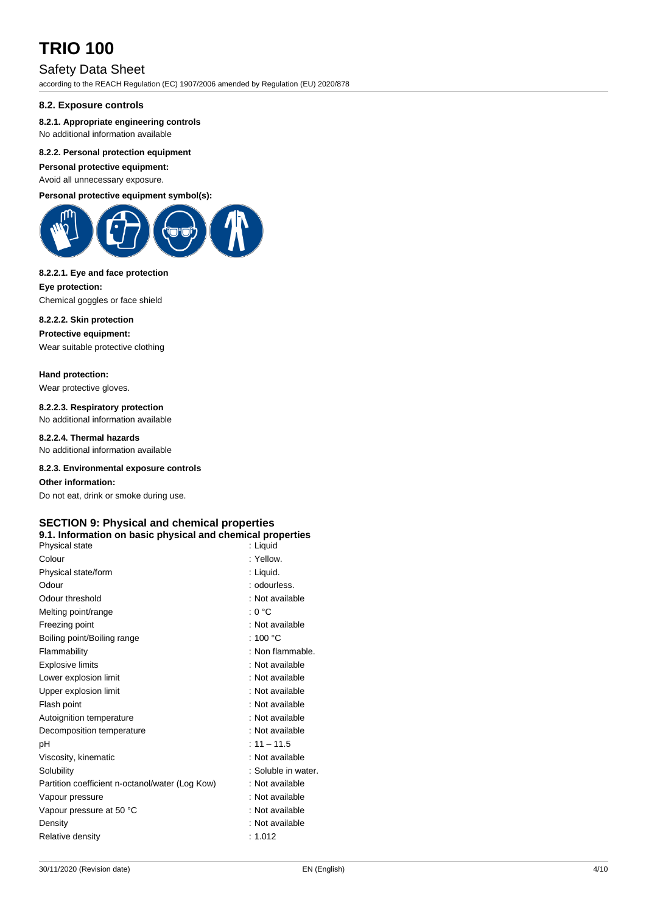## 8.2. Exposure controls

#### 8.2.1. Appropriate engineering controls

No additional information available

#### 8.2.2. Personal protection equipment

**Personal protective equipment:**

Avoid all unnecessary exposure.

**Personal protective equipment symbol(s):**

##### 8.2.2.1. Eye and face protection

**Eye protection:**

Chemical goggles or face shield

##### 8.2.2.2. Skin protection

**Protective equipment:**

Wear suitable protective clothing

**Hand protection:**

Wear protective gloves.

##### 8.2.2.3. Respiratory protection

No additional information available

##### 8.2.2.4. Thermal hazards

No additional information available

#### 8.2.3. Environmental exposure controls

**Other information:**

Do not eat, drink or smoke during use.

# SECTION 9: Physical and chemical properties

## 9.1. Information on basic physical and chemical properties

| | |
|---|---|
| Physical state | : Liquid |
| Colour | : Yellow. |
| Physical state/form | : Liquid. |
| Odour | : odourless. |
| Odour threshold | : Not available |
| Melting point/range | : 0 °C |
| Freezing point | : Not available |
| Boiling point/Boiling range | : 100 °C |
| Flammability | : Non flammable. |
| Explosive limits | : Not available |
| Lower explosion limit | : Not available |
| Upper explosion limit | : Not available |
| Flash point | : Not available |
| Autoignition temperature | : Not available |
| Decomposition temperature | : Not available |
| pH | : 11 – 11.5 |
| Viscosity, kinematic | : Not available |
| Solubility | : Soluble in water. |
| Partition coefficient n-octanol/water (Log Kow) | : Not available |
| Vapour pressure | : Not available |
| Vapour pressure at 50 °C | : Not available |
| Density | : Not available |
| Relative density | : 1.012 |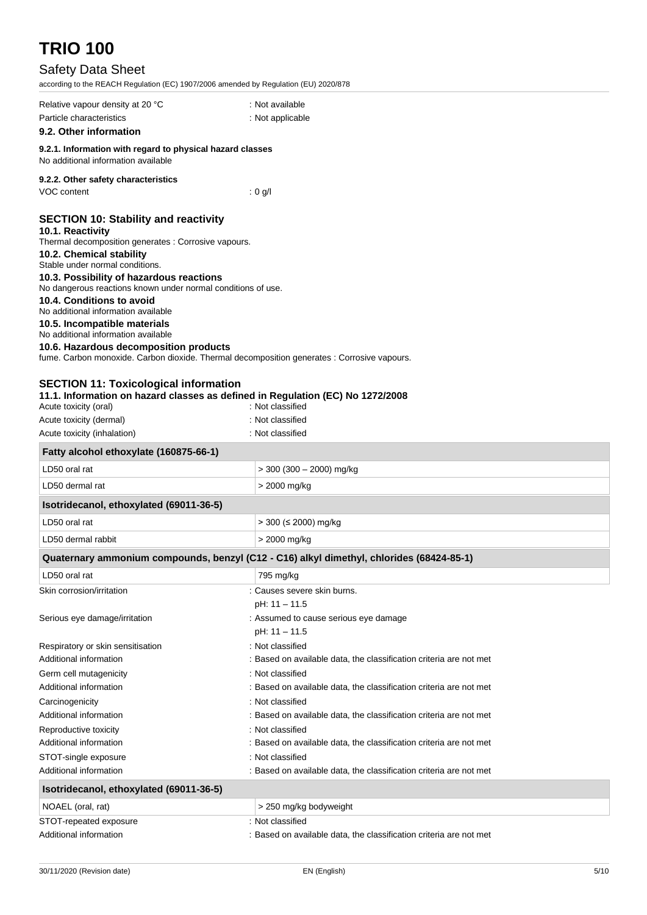Relative vapour density at 20 °C : Not available

Particle characteristics : Not applicable

### 9.2. Other information

#### 9.2.1. Information with regard to physical hazard classes

No additional information available

#### 9.2.2. Other safety characteristics

VOC content : 0 g/l

## SECTION 10: Stability and reactivity

### 10.1. Reactivity

Thermal decomposition generates : Corrosive vapours.

### 10.2. Chemical stability

Stable under normal conditions.

### 10.3. Possibility of hazardous reactions

No dangerous reactions known under normal conditions of use.

### 10.4. Conditions to avoid

No additional information available

### 10.5. Incompatible materials

No additional information available

### 10.6. Hazardous decomposition products

fume. Carbon monoxide. Carbon dioxide. Thermal decomposition generates : Corrosive vapours.

## SECTION 11: Toxicological information

### 11.1. Information on hazard classes as defined in Regulation (EC) No 1272/2008

Acute toxicity (oral) : Not classified

Acute toxicity (dermal) : Not classified

Acute toxicity (inhalation) : Not classified

| Fatty alcohol ethoxylate (160875-66-1) | |
|---|---|
| LD50 oral rat | > 300 (300 – 2000) mg/kg |
| LD50 dermal rat | > 2000 mg/kg |
| **Isotridecanol, ethoxylated (69011-36-5)** | |
| LD50 oral rat | > 300 (≤ 2000) mg/kg |
| LD50 dermal rabbit | > 2000 mg/kg |
| **Quaternary ammonium compounds, benzyl (C12 - C16) alkyl dimethyl, chlorides (68424-85-1)** | |
| LD50 oral rat | 795 mg/kg |

Skin corrosion/irritation : Causes severe skin burns.
pH: 11 – 11.5

Serious eye damage/irritation : Assumed to cause serious eye damage
pH: 11 – 11.5

Respiratory or skin sensitisation : Not classified

Additional information : Based on available data, the classification criteria are not met

Germ cell mutagenicity : Not classified

Additional information : Based on available data, the classification criteria are not met

Carcinogenicity : Not classified

Additional information : Based on available data, the classification criteria are not met

Reproductive toxicity : Not classified

Additional information : Based on available data, the classification criteria are not met

STOT-single exposure : Not classified

Additional information : Based on available data, the classification criteria are not met

| Isotridecanol, ethoxylated (69011-36-5) | |
|---|---|
| NOAEL (oral, rat) | > 250 mg/kg bodyweight |

STOT-repeated exposure : Not classified

Additional information : Based on available data, the classification criteria are not met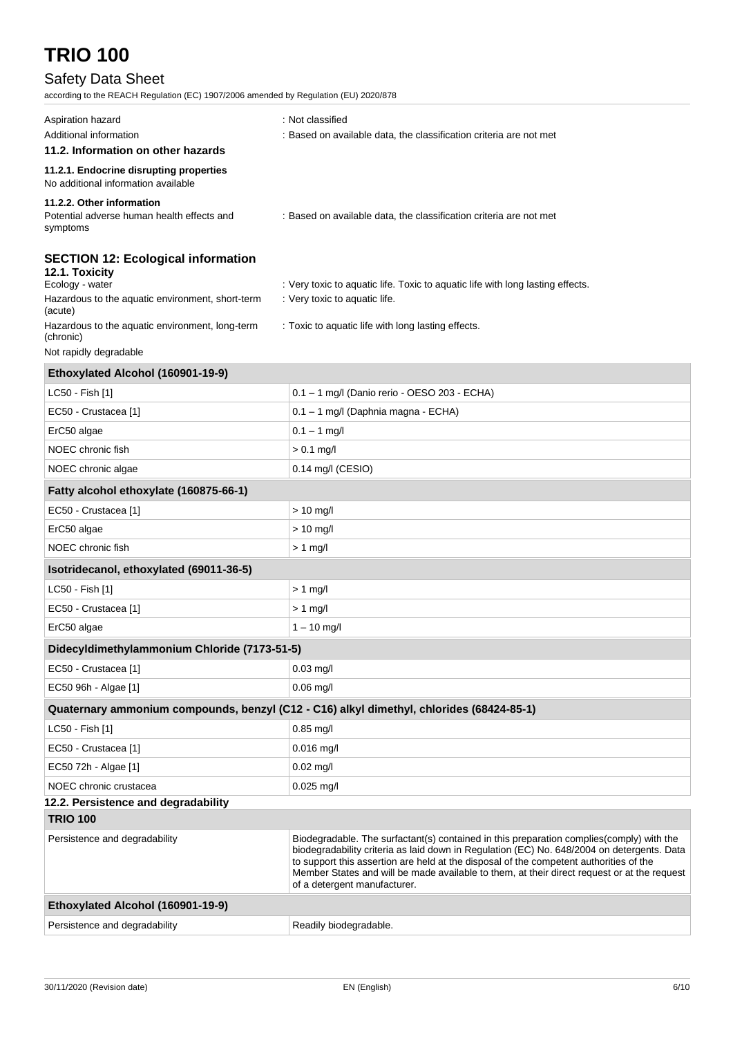| | |
|---|---|
| Aspiration hazard | : Not classified |
| Additional information | : Based on available data, the classification criteria are not met |

#### 11.2. Information on other hazards

##### 11.2.1. Endocrine disrupting properties

No additional information available

##### 11.2.2. Other information

| | |
|---|---|
| Potential adverse human health effects and symptoms | : Based on available data, the classification criteria are not met |

## SECTION 12: Ecological information

### 12.1. Toxicity

| | |
|---|---|
| Ecology - water | : Very toxic to aquatic life. Toxic to aquatic life with long lasting effects. |
| Hazardous to the aquatic environment, short-term (acute) | : Very toxic to aquatic life. |
| Hazardous to the aquatic environment, long-term (chronic) | : Toxic to aquatic life with long lasting effects. |

Not rapidly degradable

| Ethoxylated Alcohol (160901-19-9) | |
|---|---|
| LC50 - Fish [1] | 0.1 – 1 mg/l (Danio rerio - OESO 203 - ECHA) |
| EC50 - Crustacea [1] | 0.1 – 1 mg/l (Daphnia magna - ECHA) |
| ErC50 algae | 0.1 – 1 mg/l |
| NOEC chronic fish | > 0.1 mg/l |
| NOEC chronic algae | 0.14 mg/l (CESIO) |

| Fatty alcohol ethoxylate (160875-66-1) | |
|---|---|
| EC50 - Crustacea [1] | > 10 mg/l |
| ErC50 algae | > 10 mg/l |
| NOEC chronic fish | > 1 mg/l |

| Isotridecanol, ethoxylated (69011-36-5) | |
|---|---|
| LC50 - Fish [1] | > 1 mg/l |
| EC50 - Crustacea [1] | > 1 mg/l |
| ErC50 algae | 1 – 10 mg/l |

| Didecyldimethylammonium Chloride (7173-51-5) | |
|---|---|
| EC50 - Crustacea [1] | 0.03 mg/l |
| EC50 96h - Algae [1] | 0.06 mg/l |

| Quaternary ammonium compounds, benzyl (C12 - C16) alkyl dimethyl, chlorides (68424-85-1) | |
|---|---|
| LC50 - Fish [1] | 0.85 mg/l |
| EC50 - Crustacea [1] | 0.016 mg/l |
| EC50 72h - Algae [1] | 0.02 mg/l |
| NOEC chronic crustacea | 0.025 mg/l |

### 12.2. Persistence and degradability

| TRIO 100 | |
|---|---|
| Persistence and degradability | Biodegradable. The surfactant(s) contained in this preparation complies(comply) with the biodegradability criteria as laid down in Regulation (EC) No. 648/2004 on detergents. Data to support this assertion are held at the disposal of the competent authorities of the Member States and will be made available to them, at their direct request or at the request of a detergent manufacturer. |

| Ethoxylated Alcohol (160901-19-9) | |
|---|---|
| Persistence and degradability | Readily biodegradable. |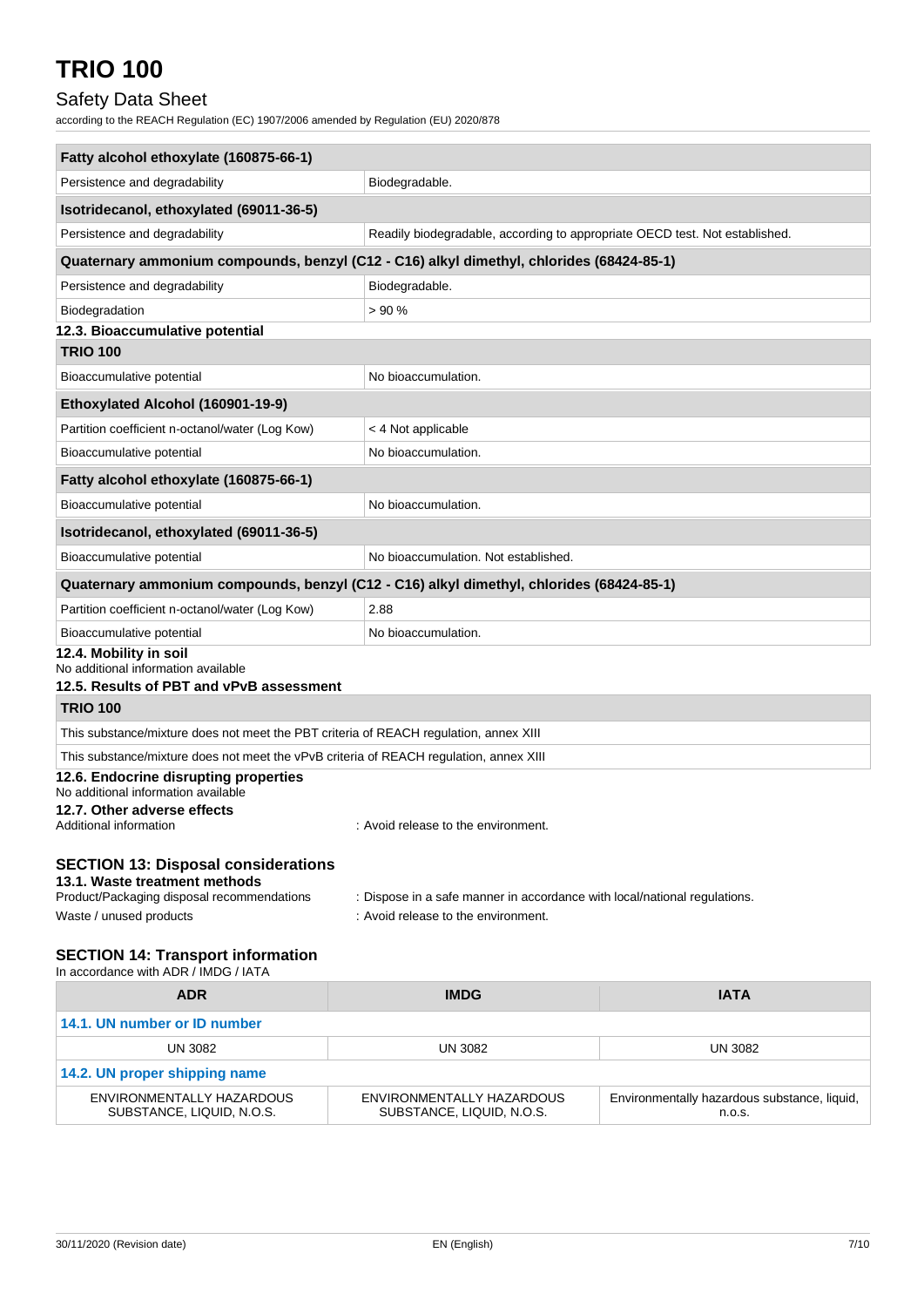| Fatty alcohol ethoxylate (160875-66-1) | |
|---|---|
| Persistence and degradability | Biodegradable. |
| **Isotridecanol, ethoxylated (69011-36-5)** | |
| Persistence and degradability | Readily biodegradable, according to appropriate OECD test. Not established. |
| **Quaternary ammonium compounds, benzyl (C12 - C16) alkyl dimethyl, chlorides (68424-85-1)** | |
| Persistence and degradability | Biodegradable. |
| Biodegradation | > 90 % |

### 12.3. Bioaccumulative potential

| TRIO 100 | |
|---|---|
| Bioaccumulative potential | No bioaccumulation. |
| **Ethoxylated Alcohol (160901-19-9)** | |
| Partition coefficient n-octanol/water (Log Kow) | < 4 Not applicable |
| Bioaccumulative potential | No bioaccumulation. |
| **Fatty alcohol ethoxylate (160875-66-1)** | |
| Bioaccumulative potential | No bioaccumulation. |
| **Isotridecanol, ethoxylated (69011-36-5)** | |
| Bioaccumulative potential | No bioaccumulation. Not established. |
| **Quaternary ammonium compounds, benzyl (C12 - C16) alkyl dimethyl, chlorides (68424-85-1)** | |
| Partition coefficient n-octanol/water (Log Kow) | 2.88 |
| Bioaccumulative potential | No bioaccumulation. |

### 12.4. Mobility in soil

No additional information available

### 12.5. Results of PBT and vPvB assessment

| TRIO 100 |
|---|
| This substance/mixture does not meet the PBT criteria of REACH regulation, annex XIII |
| This substance/mixture does not meet the vPvB criteria of REACH regulation, annex XIII |

### 12.6. Endocrine disrupting properties

No additional information available

### 12.7. Other adverse effects

Additional information : Avoid release to the environment.

## SECTION 13: Disposal considerations

### 13.1. Waste treatment methods

Product/Packaging disposal recommendations : Dispose in a safe manner in accordance with local/national regulations.

Waste / unused products : Avoid release to the environment.

## SECTION 14: Transport information

In accordance with ADR / IMDG / IATA

| ADR | IMDG | IATA |
|---|---|---|
| **14.1. UN number or ID number** | | |
| UN 3082 | UN 3082 | UN 3082 |
| **14.2. UN proper shipping name** | | |
| ENVIRONMENTALLY HAZARDOUS SUBSTANCE, LIQUID, N.O.S. | ENVIRONMENTALLY HAZARDOUS SUBSTANCE, LIQUID, N.O.S. | Environmentally hazardous substance, liquid, n.o.s. |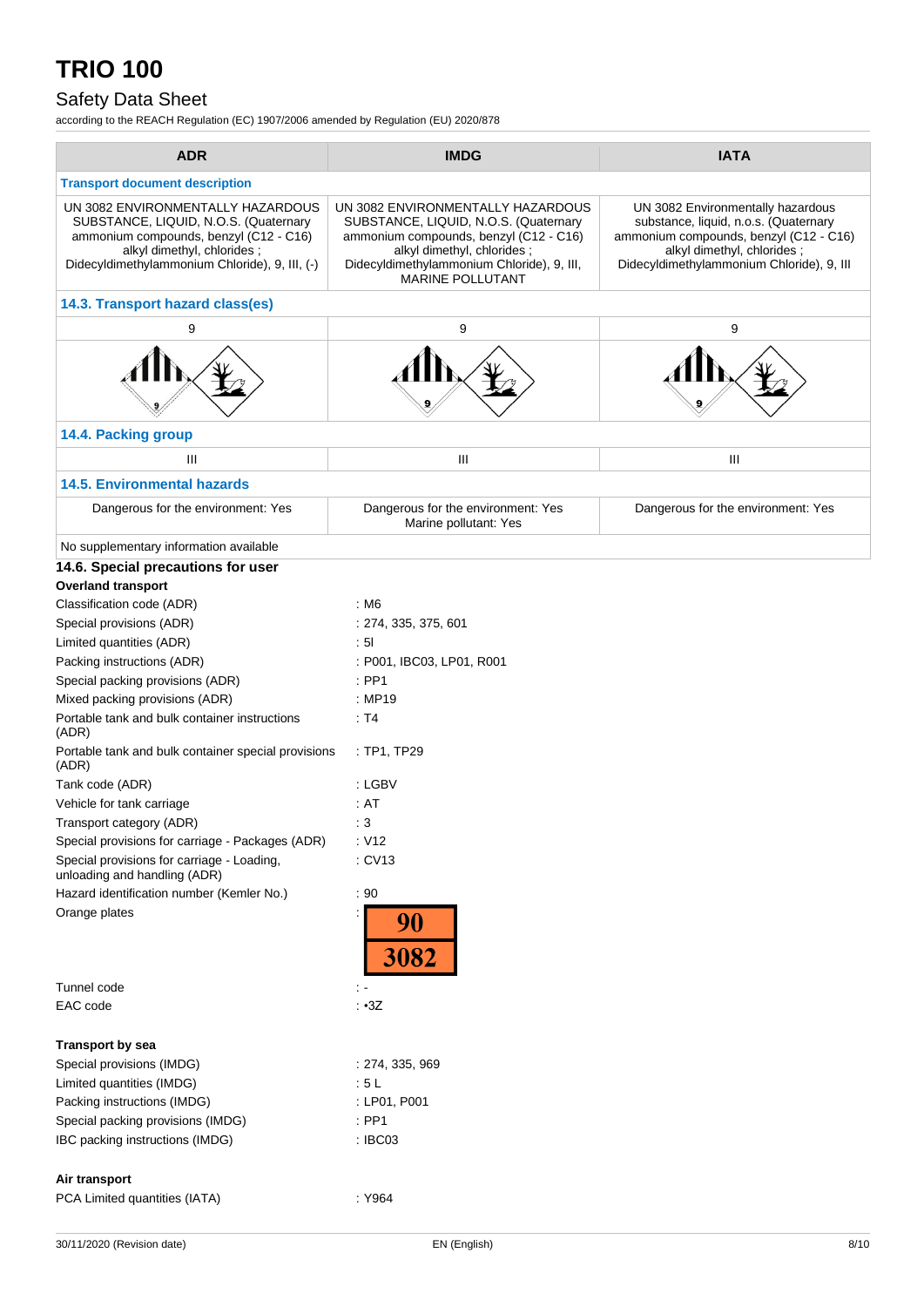| ADR | IMDG | IATA |
|---|---|---|
| **Transport document description** | | |
| UN 3082 ENVIRONMENTALLY HAZARDOUS SUBSTANCE, LIQUID, N.O.S. (Quaternary ammonium compounds, benzyl (C12 - C16) alkyl dimethyl, chlorides ; Didecyldimethylammonium Chloride), 9, III, (-) | UN 3082 ENVIRONMENTALLY HAZARDOUS SUBSTANCE, LIQUID, N.O.S. (Quaternary ammonium compounds, benzyl (C12 - C16) alkyl dimethyl, chlorides ; Didecyldimethylammonium Chloride), 9, III, MARINE POLLUTANT | UN 3082 Environmentally hazardous substance, liquid, n.o.s. (Quaternary ammonium compounds, benzyl (C12 - C16) alkyl dimethyl, chlorides ; Didecyldimethylammonium Chloride), 9, III |
| **14.3. Transport hazard class(es)** | | |
| 9 | 9 | 9 |
| **14.4. Packing group** | | |
| III | III | III |
| **14.5. Environmental hazards** | | |
| Dangerous for the environment: Yes | Dangerous for the environment: Yes<br>Marine pollutant: Yes | Dangerous for the environment: Yes |
| No supplementary information available | | |

### 14.6. Special precautions for user

**Overland transport**

| | |
|---|---|
| Classification code (ADR) | : M6 |
| Special provisions (ADR) | : 274, 335, 375, 601 |
| Limited quantities (ADR) | : 5l |
| Packing instructions (ADR) | : P001, IBC03, LP01, R001 |
| Special packing provisions (ADR) | : PP1 |
| Mixed packing provisions (ADR) | : MP19 |
| Portable tank and bulk container instructions (ADR) | : T4 |
| Portable tank and bulk container special provisions (ADR) | : TP1, TP29 |
| Tank code (ADR) | : LGBV |
| Vehicle for tank carriage | : AT |
| Transport category (ADR) | : 3 |
| Special provisions for carriage - Packages (ADR) | : V12 |
| Special provisions for carriage - Loading, unloading and handling (ADR) | : CV13 |
| Hazard identification number (Kemler No.) | : 90 |
| Orange plates | : 90 / 3082 |
| Tunnel code | : - |
| EAC code | : •3Z |

**Transport by sea**

| | |
|---|---|
| Special provisions (IMDG) | : 274, 335, 969 |
| Limited quantities (IMDG) | : 5 L |
| Packing instructions (IMDG) | : LP01, P001 |
| Special packing provisions (IMDG) | : PP1 |
| IBC packing instructions (IMDG) | : IBC03 |

**Air transport**

| | |
|---|---|
| PCA Limited quantities (IATA) | : Y964 |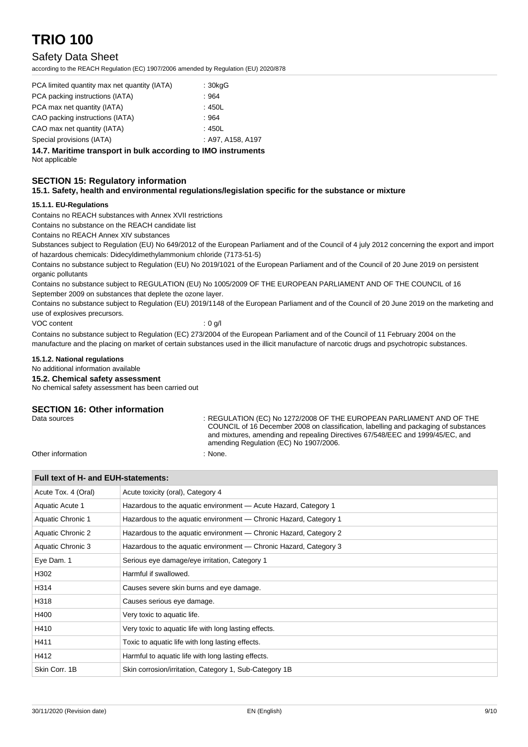| | |
|---|---|
| PCA limited quantity max net quantity (IATA) | : 30kgG |
| PCA packing instructions (IATA) | : 964 |
| PCA max net quantity (IATA) | : 450L |
| CAO packing instructions (IATA) | : 964 |
| CAO max net quantity (IATA) | : 450L |
| Special provisions (IATA) | : A97, A158, A197 |

### 14.7. Maritime transport in bulk according to IMO instruments

Not applicable

## SECTION 15: Regulatory information

### 15.1. Safety, health and environmental regulations/legislation specific for the substance or mixture

#### 15.1.1. EU-Regulations

Contains no REACH substances with Annex XVII restrictions

Contains no substance on the REACH candidate list

Contains no REACH Annex XIV substances

Substances subject to Regulation (EU) No 649/2012 of the European Parliament and of the Council of 4 july 2012 concerning the export and import of hazardous chemicals: Didecyldimethylammonium chloride (7173-51-5)

Contains no substance subject to Regulation (EU) No 2019/1021 of the European Parliament and of the Council of 20 June 2019 on persistent organic pollutants

Contains no substance subject to REGULATION (EU) No 1005/2009 OF THE EUROPEAN PARLIAMENT AND OF THE COUNCIL of 16 September 2009 on substances that deplete the ozone layer.

Contains no substance subject to Regulation (EU) 2019/1148 of the European Parliament and of the Council of 20 June 2019 on the marketing and use of explosives precursors.

VOC content : 0 g/l

Contains no substance subject to Regulation (EC) 273/2004 of the European Parliament and of the Council of 11 February 2004 on the manufacture and the placing on market of certain substances used in the illicit manufacture of narcotic drugs and psychotropic substances.

#### 15.1.2. National regulations

No additional information available

### 15.2. Chemical safety assessment

No chemical safety assessment has been carried out

## SECTION 16: Other information

Data sources : REGULATION (EC) No 1272/2008 OF THE EUROPEAN PARLIAMENT AND OF THE COUNCIL of 16 December 2008 on classification, labelling and packaging of substances and mixtures, amending and repealing Directives 67/548/EEC and 1999/45/EC, and amending Regulation (EC) No 1907/2006.

Other information : None.

| Full text of H- and EUH-statements: | |
|---|---|
| Acute Tox. 4 (Oral) | Acute toxicity (oral), Category 4 |
| Aquatic Acute 1 | Hazardous to the aquatic environment — Acute Hazard, Category 1 |
| Aquatic Chronic 1 | Hazardous to the aquatic environment — Chronic Hazard, Category 1 |
| Aquatic Chronic 2 | Hazardous to the aquatic environment — Chronic Hazard, Category 2 |
| Aquatic Chronic 3 | Hazardous to the aquatic environment — Chronic Hazard, Category 3 |
| Eye Dam. 1 | Serious eye damage/eye irritation, Category 1 |
| H302 | Harmful if swallowed. |
| H314 | Causes severe skin burns and eye damage. |
| H318 | Causes serious eye damage. |
| H400 | Very toxic to aquatic life. |
| H410 | Very toxic to aquatic life with long lasting effects. |
| H411 | Toxic to aquatic life with long lasting effects. |
| H412 | Harmful to aquatic life with long lasting effects. |
| Skin Corr. 1B | Skin corrosion/irritation, Category 1, Sub-Category 1B |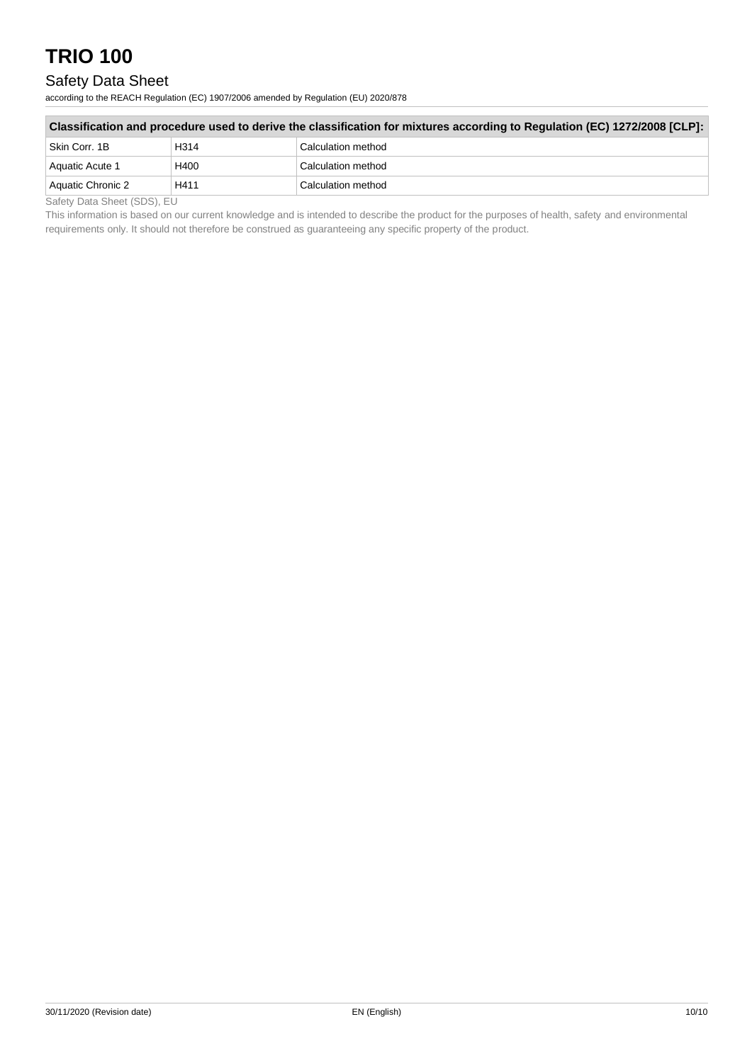**Classification and procedure used to derive the classification for mixtures according to Regulation (EC) 1272/2008 [CLP]:**

| | | |
|---|---|---|
| Skin Corr. 1B | H314 | Calculation method |
| Aquatic Acute 1 | H400 | Calculation method |
| Aquatic Chronic 2 | H411 | Calculation method |

Safety Data Sheet (SDS), EU

This information is based on our current knowledge and is intended to describe the product for the purposes of health, safety and environmental requirements only. It should not therefore be construed as guaranteeing any specific property of the product.